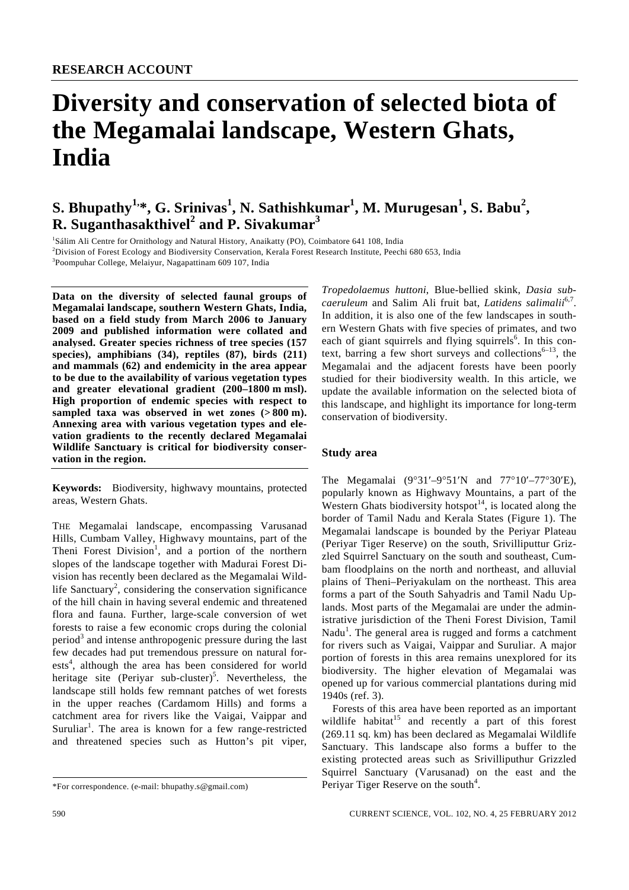**RESEARCH ACCOUNT**

# Diversity and conservation of selected biota of the Megamalai landscape, Western Ghats, India

## S. Bhupathy[1,*], G. Srinivas[1], N. Sathishkumar[1], M. Murugesan[1], S. Babu[2], R. Suganthasakthivel[2] and P. Sivakumar[3]

[1]Sálim Ali Centre for Ornithology and Natural History, Anaikatty (PO), Coimbatore 641 108, India
[2]Division of Forest Ecology and Biodiversity Conservation, Kerala Forest Research Institute, Peechi 680 653, India
[3]Poompuhar College, Melaiyur, Nagapattinam 609 107, India

**Data on the diversity of selected faunal groups of Megamalai landscape, southern Western Ghats, India, based on a field study from March 2006 to January 2009 and published information were collated and analysed. Greater species richness of tree species (157 species), amphibians (34), reptiles (87), birds (211) and mammals (62) and endemicity in the area appear to be due to the availability of various vegetation types and greater elevational gradient (200–1800 m msl). High proportion of endemic species with respect to sampled taxa was observed in wet zones (> 800 m). Annexing area with various vegetation types and elevation gradients to the recently declared Megamalai Wildlife Sanctuary is critical for biodiversity conservation in the region.**

**Keywords:** Biodiversity, highwavy mountains, protected areas, Western Ghats.

THE Megamalai landscape, encompassing Varusanad Hills, Cumbam Valley, Highwavy mountains, part of the Theni Forest Division[1], and a portion of the northern slopes of the landscape together with Madurai Forest Division has recently been declared as the Megamalai Wildlife Sanctuary[2], considering the conservation significance of the hill chain in having several endemic and threatened flora and fauna. Further, large-scale conversion of wet forests to raise a few economic crops during the colonial period[3] and intense anthropogenic pressure during the last few decades had put tremendous pressure on natural forests[4], although the area has been considered for world heritage site (Periyar sub-cluster)[5]. Nevertheless, the landscape still holds few remnant patches of wet forests in the upper reaches (Cardamom Hills) and forms a catchment area for rivers like the Vaigai, Vaippar and Suruliar[1]. The area is known for a few range-restricted and threatened species such as Hutton's pit viper, *Tropedolaemus huttoni*, Blue-bellied skink, *Dasia subcaeruleum* and Salim Ali fruit bat, *Latidens salimalii*[6,7]. In addition, it is also one of the few landscapes in southern Western Ghats with five species of primates, and two each of giant squirrels and flying squirrels[6]. In this context, barring a few short surveys and collections[6–13], the Megamalai and the adjacent forests have been poorly studied for their biodiversity wealth. In this article, we update the available information on the selected biota of this landscape, and highlight its importance for long-term conservation of biodiversity.

## Study area

The Megamalai (9°31′–9°51′N and 77°10′–77°30′E), popularly known as Highwavy Mountains, a part of the Western Ghats biodiversity hotspot[14], is located along the border of Tamil Nadu and Kerala States (Figure 1). The Megamalai landscape is bounded by the Periyar Plateau (Periyar Tiger Reserve) on the south, Srivilliputtur Grizzled Squirrel Sanctuary on the south and southeast, Cumbam floodplains on the north and northeast, and alluvial plains of Theni–Periyakulam on the northeast. This area forms a part of the South Sahyadris and Tamil Nadu Uplands. Most parts of the Megamalai are under the administrative jurisdiction of the Theni Forest Division, Tamil Nadu[1]. The general area is rugged and forms a catchment for rivers such as Vaigai, Vaippar and Suruliar. A major portion of forests in this area remains unexplored for its biodiversity. The higher elevation of Megamalai was opened up for various commercial plantations during mid 1940s (ref. 3).

Forests of this area have been reported as an important wildlife habitat[15] and recently a part of this forest (269.11 sq. km) has been declared as Megamalai Wildlife Sanctuary. This landscape also forms a buffer to the existing protected areas such as Srivilliputhur Grizzled Squirrel Sanctuary (Varusanad) on the east and the Periyar Tiger Reserve on the south[4].

*For correspondence. (e-mail: bhupathy.s@gmail.com)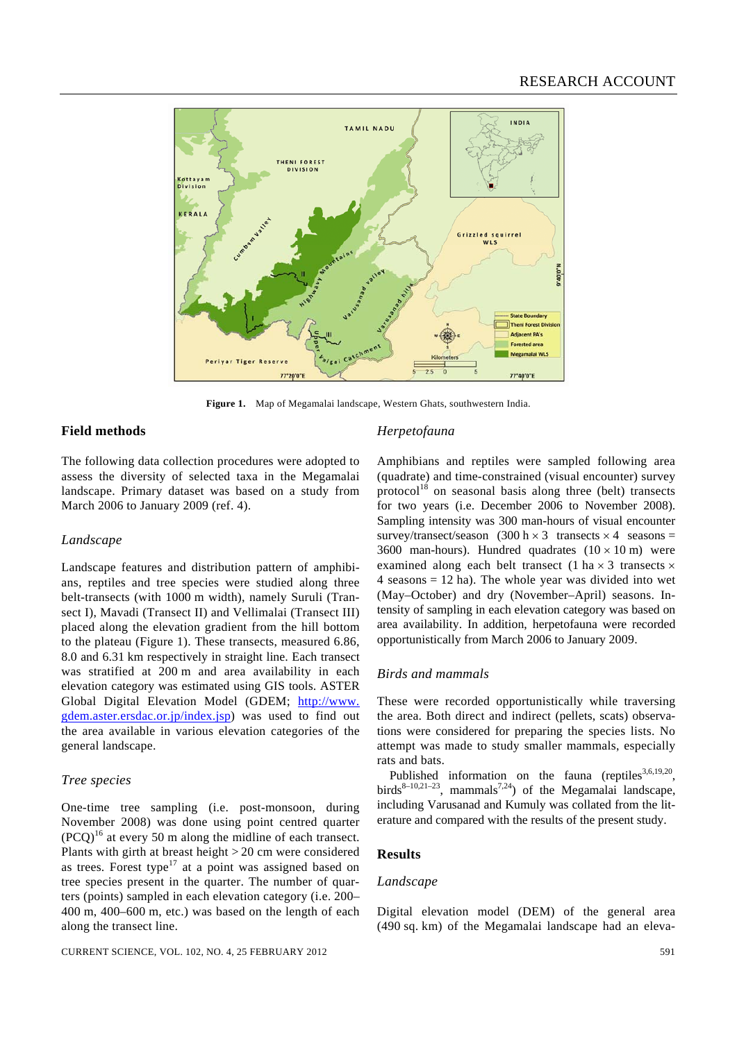Figure 1. Map of Megamalai landscape, Western Ghats, southwestern India.

## Field methods

The following data collection procedures were adopted to assess the diversity of selected taxa in the Megamalai landscape. Primary dataset was based on a study from March 2006 to January 2009 (ref. 4).

### *Landscape*

Landscape features and distribution pattern of amphibians, reptiles and tree species were studied along three belt-transects (with 1000 m width), namely Suruli (Transect I), Mavadi (Transect II) and Vellimalai (Transect III) placed along the elevation gradient from the hill bottom to the plateau (Figure 1). These transects, measured 6.86, 8.0 and 6.31 km respectively in straight line. Each transect was stratified at 200 m and area availability in each elevation category was estimated using GIS tools. ASTER Global Digital Elevation Model (GDEM; http://www.gdem.aster.ersdac.or.jp/index.jsp) was used to find out the area available in various elevation categories of the general landscape.

### *Tree species*

One-time tree sampling (i.e. post-monsoon, during November 2008) was done using point centred quarter (PCQ)[16] at every 50 m along the midline of each transect. Plants with girth at breast height > 20 cm were considered as trees. Forest type[17] at a point was assigned based on tree species present in the quarter. The number of quarters (points) sampled in each elevation category (i.e. 200–400 m, 400–600 m, etc.) was based on the length of each along the transect line.

### *Herpetofauna*

Amphibians and reptiles were sampled following area (quadrate) and time-constrained (visual encounter) survey protocol[18] on seasonal basis along three (belt) transects for two years (i.e. December 2006 to November 2008). Sampling intensity was 300 man-hours of visual encounter survey/transect/season ($300 \text{ h} \times 3$ transects $\times 4$ seasons = 3600 man-hours). Hundred quadrates ($10 \times 10$ m) were examined along each belt transect ($1 \text{ ha} \times 3$ transects $\times$ 4 seasons = 12 ha). The whole year was divided into wet (May–October) and dry (November–April) seasons. Intensity of sampling in each elevation category was based on area availability. In addition, herpetofauna were recorded opportunistically from March 2006 to January 2009.

### *Birds and mammals*

These were recorded opportunistically while traversing the area. Both direct and indirect (pellets, scats) observations were considered for preparing the species lists. No attempt was made to study smaller mammals, especially rats and bats.

Published information on the fauna (reptiles[3,6,19,20], birds[8–10,21–23], mammals[7,24]) of the Megamalai landscape, including Varusanad and Kumuly was collated from the literature and compared with the results of the present study.

## Results

### *Landscape*

Digital elevation model (DEM) of the general area (490 sq. km) of the Megamalai landscape had an eleva-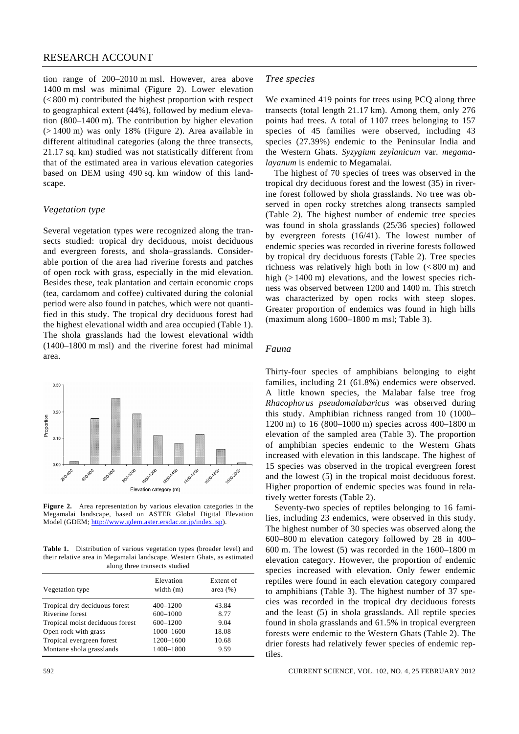tion range of 200–2010 m msl. However, area above 1400 m msl was minimal (Figure 2). Lower elevation (< 800 m) contributed the highest proportion with respect to geographical extent (44%), followed by medium elevation (800–1400 m). The contribution by higher elevation (> 1400 m) was only 18% (Figure 2). Area available in different altitudinal categories (along the three transects, 21.17 sq. km) studied was not statistically different from that of the estimated area in various elevation categories based on DEM using 490 sq. km window of this landscape.

### *Vegetation type*

Several vegetation types were recognized along the transects studied: tropical dry deciduous, moist deciduous and evergreen forests, and shola–grasslands. Considerable portion of the area had riverine forests and patches of open rock with grass, especially in the mid elevation. Besides these, teak plantation and certain economic crops (tea, cardamom and coffee) cultivated during the colonial period were also found in patches, which were not quantified in this study. The tropical dry deciduous forest had the highest elevational width and area occupied (Table 1). The shola grasslands had the lowest elevational width (1400–1800 m msl) and the riverine forest had minimal area.

**Figure 2.** Area representation by various elevation categories in the Megamalai landscape, based on ASTER Global Digital Elevation Model (GDEM; http://www.gdem.aster.ersdac.or.jp/index.jsp).

**Table 1.** Distribution of various vegetation types (broader level) and their relative area in Megamalai landscape, Western Ghats, as estimated along three transects studied

| Vegetation type | Elevation width (m) | Extent of area (%) |
|---|---|---|
| Tropical dry deciduous forest | 400–1200 | 43.84 |
| Riverine forest | 600–1000 | 8.77 |
| Tropical moist deciduous forest | 600–1200 | 9.04 |
| Open rock with grass | 1000–1600 | 18.08 |
| Tropical evergreen forest | 1200–1600 | 10.68 |
| Montane shola grasslands | 1400–1800 | 9.59 |

### *Tree species*

We examined 419 points for trees using PCQ along three transects (total length 21.17 km). Among them, only 276 points had trees. A total of 1107 trees belonging to 157 species of 45 families were observed, including 43 species (27.39%) endemic to the Peninsular India and the Western Ghats. *Syzygium zeylanicum* var. *megamalayanum* is endemic to Megamalai.

The highest of 70 species of trees was observed in the tropical dry deciduous forest and the lowest (35) in riverine forest followed by shola grasslands. No tree was observed in open rocky stretches along transects sampled (Table 2). The highest number of endemic tree species was found in shola grasslands (25/36 species) followed by evergreen forests (16/41). The lowest number of endemic species was recorded in riverine forests followed by tropical dry deciduous forests (Table 2). Tree species richness was relatively high both in low (< 800 m) and high (> 1400 m) elevations, and the lowest species richness was observed between 1200 and 1400 m. This stretch was characterized by open rocks with steep slopes. Greater proportion of endemics was found in high hills (maximum along 1600–1800 m msl; Table 3).

### *Fauna*

Thirty-four species of amphibians belonging to eight families, including 21 (61.8%) endemics were observed. A little known species, the Malabar false tree frog *Rhacophorus pseudomalabaricus* was observed during this study. Amphibian richness ranged from 10 (1000–1200 m) to 16 (800–1000 m) species across 400–1800 m elevation of the sampled area (Table 3). The proportion of amphibian species endemic to the Western Ghats increased with elevation in this landscape. The highest of 15 species was observed in the tropical evergreen forest and the lowest (5) in the tropical moist deciduous forest. Higher proportion of endemic species was found in relatively wetter forests (Table 2).

Seventy-two species of reptiles belonging to 16 families, including 23 endemics, were observed in this study. The highest number of 30 species was observed along the 600–800 m elevation category followed by 28 in 400–600 m. The lowest (5) was recorded in the 1600–1800 m elevation category. However, the proportion of endemic species increased with elevation. Only fewer endemic reptiles were found in each elevation category compared to amphibians (Table 3). The highest number of 37 species was recorded in the tropical dry deciduous forests and the least (5) in shola grasslands. All reptile species found in shola grasslands and 61.5% in tropical evergreen forests were endemic to the Western Ghats (Table 2). The drier forests had relatively fewer species of endemic reptiles.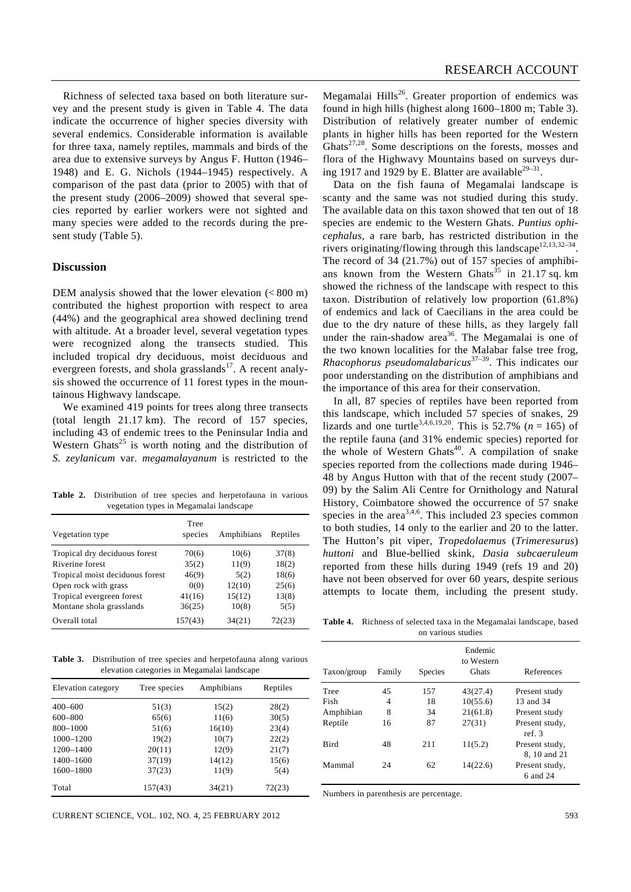Richness of selected taxa based on both literature survey and the present study is given in Table 4. The data indicate the occurrence of higher species diversity with several endemics. Considerable information is available for three taxa, namely reptiles, mammals and birds of the area due to extensive surveys by Angus F. Hutton (1946–1948) and E. G. Nichols (1944–1945) respectively. A comparison of the past data (prior to 2005) with that of the present study (2006–2009) showed that several species reported by earlier workers were not sighted and many species were added to the records during the present study (Table 5).

## Discussion

DEM analysis showed that the lower elevation (< 800 m) contributed the highest proportion with respect to area (44%) and the geographical area showed declining trend with altitude. At a broader level, several vegetation types were recognized along the transects studied. This included tropical dry deciduous, moist deciduous and evergreen forests, and shola grasslands[17]. A recent analysis showed the occurrence of 11 forest types in the mountainous Highwavy landscape.

We examined 419 points for trees along three transects (total length 21.17 km). The record of 157 species, including 43 of endemic trees to the Peninsular India and Western Ghats[25] is worth noting and the distribution of *S. zeylanicum* var. *megamalayanum* is restricted to the Megamalai Hills[26]. Greater proportion of endemics was found in high hills (highest along 1600–1800 m; Table 3). Distribution of relatively greater number of endemic plants in higher hills has been reported for the Western Ghats[27,28]. Some descriptions on the forests, mosses and flora of the Highwavy Mountains based on surveys during 1917 and 1929 by E. Blatter are available[29–31].

Data on the fish fauna of Megamalai landscape is scanty and the same was not studied during this study. The available data on this taxon showed that ten out of 18 species are endemic to the Western Ghats. *Puntius ophicephalus*, a rare barb, has restricted distribution in the rivers originating/flowing through this landscape[12,13,32–34]. The record of 34 (21.7%) out of 157 species of amphibians known from the Western Ghats[35] in 21.17 sq. km showed the richness of the landscape with respect to this taxon. Distribution of relatively low proportion (61.8%) of endemics and lack of Caecilians in the area could be due to the dry nature of these hills, as they largely fall under the rain-shadow area[36]. The Megamalai is one of the two known localities for the Malabar false tree frog, *Rhacophorus pseudomalabaricus*[37–39]. This indicates our poor understanding on the distribution of amphibians and the importance of this area for their conservation.

In all, 87 species of reptiles have been reported from this landscape, which included 57 species of snakes, 29 lizards and one turtle[3,4,6,19,20]. This is 52.7% ($n = 165$) of the reptile fauna (and 31% endemic species) reported for the whole of Western Ghats[40]. A compilation of snake species reported from the collections made during 1946–48 by Angus Hutton with that of the recent study (2007–09) by the Salim Ali Centre for Ornithology and Natural History, Coimbatore showed the occurrence of 57 snake species in the area[3,4,6]. This included 23 species common to both studies, 14 only to the earlier and 20 to the latter. The Hutton's pit viper, *Tropedolaemus* (*Trimeresurus*) *huttoni* and Blue-bellied skink, *Dasia subcaeruleum* reported from these hills during 1949 (refs 19 and 20) have not been observed for over 60 years, despite serious attempts to locate them, including the present study.

**Table 2.** Distribution of tree species and herpetofauna in various vegetation types in Megamalai landscape

| Vegetation type | Tree species | Amphibians | Reptiles |
|---|---|---|---|
| Tropical dry deciduous forest | 70(6) | 10(6) | 37(8) |
| Riverine forest | 35(2) | 11(9) | 18(2) |
| Tropical moist deciduous forest | 46(9) | 5(2) | 18(6) |
| Open rock with grass | 0(0) | 12(10) | 25(6) |
| Tropical evergreen forest | 41(16) | 15(12) | 13(8) |
| Montane shola grasslands | 36(25) | 10(8) | 5(5) |
| Overall total | 157(43) | 34(21) | 72(23) |

**Table 3.** Distribution of tree species and herpetofauna along various elevation categories in Megamalai landscape

| Elevation category | Tree species | Amphibians | Reptiles |
|---|---|---|---|
| 400–600 | 51(3) | 15(2) | 28(2) |
| 600–800 | 65(6) | 11(6) | 30(5) |
| 800–1000 | 51(6) | 16(10) | 23(4) |
| 1000–1200 | 19(2) | 10(7) | 22(2) |
| 1200–1400 | 20(11) | 12(9) | 21(7) |
| 1400–1600 | 37(19) | 14(12) | 15(6) |
| 1600–1800 | 37(23) | 11(9) | 5(4) |
| Total | 157(43) | 34(21) | 72(23) |

**Table 4.** Richness of selected taxa in the Megamalai landscape, based on various studies

| Taxon/group | Family | Species | Endemic to Western Ghats | References |
|---|---|---|---|---|
| Tree | 45 | 157 | 43(27.4) | Present study |
| Fish | 4 | 18 | 10(55.6) | 13 and 34 |
| Amphibian | 8 | 34 | 21(61.8) | Present study |
| Reptile | 16 | 87 | 27(31) | Present study, ref. 3 |
| Bird | 48 | 211 | 11(5.2) | Present study, 8, 10 and 21 |
| Mammal | 24 | 62 | 14(22.6) | Present study, 6 and 24 |

Numbers in parenthesis are percentage.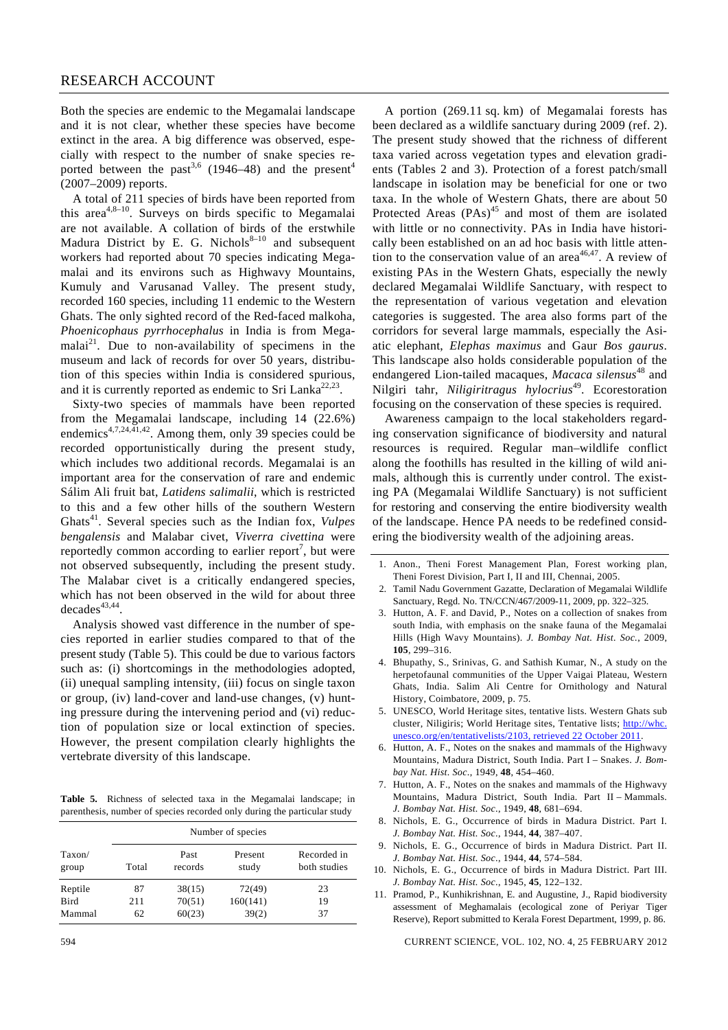Both the species are endemic to the Megamalai landscape and it is not clear, whether these species have become extinct in the area. A big difference was observed, especially with respect to the number of snake species reported between the past[3,6] (1946–48) and the present[4] (2007–2009) reports.

A total of 211 species of birds have been reported from this area[4,8–10]. Surveys on birds specific to Megamalai are not available. A collation of birds of the erstwhile Madura District by E. G. Nichols[8–10] and subsequent workers had reported about 70 species indicating Megamalai and its environs such as Highwavy Mountains, Kumuly and Varusanad Valley. The present study, recorded 160 species, including 11 endemic to the Western Ghats. The only sighted record of the Red-faced malkoha, *Phoenicophaus pyrrhocephalus* in India is from Megamalai[21]. Due to non-availability of specimens in the museum and lack of records for over 50 years, distribution of this species within India is considered spurious, and it is currently reported as endemic to Sri Lanka[22,23].

Sixty-two species of mammals have been reported from the Megamalai landscape, including 14 (22.6%) endemics[4,7,24,41,42]. Among them, only 39 species could be recorded opportunistically during the present study, which includes two additional records. Megamalai is an important area for the conservation of rare and endemic Sálim Ali fruit bat, *Latidens salimalii*, which is restricted to this and a few other hills of the southern Western Ghats[41]. Several species such as the Indian fox, *Vulpes bengalensis* and Malabar civet, *Viverra civettina* were reportedly common according to earlier report[7], but were not observed subsequently, including the present study. The Malabar civet is a critically endangered species, which has not been observed in the wild for about three decades[43,44].

Analysis showed vast difference in the number of species reported in earlier studies compared to that of the present study (Table 5). This could be due to various factors such as: (i) shortcomings in the methodologies adopted, (ii) unequal sampling intensity, (iii) focus on single taxon or group, (iv) land-cover and land-use changes, (v) hunting pressure during the intervening period and (vi) reduction of population size or local extinction of species. However, the present compilation clearly highlights the vertebrate diversity of this landscape.

**Table 5.** Richness of selected taxa in the Megamalai landscape; in parenthesis, number of species recorded only during the particular study

| Taxon/ group | Number of species | | | |
|---|---|---|---|---|
| | Total | Past records | Present study | Recorded in both studies |
| Reptile | 87 | 38(15) | 72(49) | 23 |
| Bird | 211 | 70(51) | 160(141) | 19 |
| Mammal | 62 | 60(23) | 39(2) | 37 |

A portion (269.11 sq. km) of Megamalai forests has been declared as a wildlife sanctuary during 2009 (ref. 2). The present study showed that the richness of different taxa varied across vegetation types and elevation gradients (Tables 2 and 3). Protection of a forest patch/small landscape in isolation may be beneficial for one or two taxa. In the whole of Western Ghats, there are about 50 Protected Areas (PAs)[45] and most of them are isolated with little or no connectivity. PAs in India have historically been established on an ad hoc basis with little attention to the conservation value of an area[46,47]. A review of existing PAs in the Western Ghats, especially the newly declared Megamalai Wildlife Sanctuary, with respect to the representation of various vegetation and elevation categories is suggested. The area also forms part of the corridors for several large mammals, especially the Asiatic elephant, *Elephas maximus* and Gaur *Bos gaurus*. This landscape also holds considerable population of the endangered Lion-tailed macaques, *Macaca silensus*[48] and Nilgiri tahr, *Niligiritragus hylocrius*[49]. Ecorestoration focusing on the conservation of these species is required.

Awareness campaign to the local stakeholders regarding conservation significance of biodiversity and natural resources is required. Regular man–wildlife conflict along the foothills has resulted in the killing of wild animals, although this is currently under control. The existing PA (Megamalai Wildlife Sanctuary) is not sufficient for restoring and conserving the entire biodiversity wealth of the landscape. Hence PA needs to be redefined considering the biodiversity wealth of the adjoining areas.

1. Anon., Theni Forest Management Plan, Forest working plan, Theni Forest Division, Part I, II and III, Chennai, 2005.
2. Tamil Nadu Government Gazette, Declaration of Megamalai Wildlife Sanctuary, Regd. No. TN/CCN/467/2009-11, 2009, pp. 322–325.
3. Hutton, A. F. and David, P., Notes on a collection of snakes from south India, with emphasis on the snake fauna of the Megamalai Hills (High Wavy Mountains). *J. Bombay Nat. Hist. Soc.*, 2009, **105**, 299–316.
4. Bhupathy, S., Srinivas, G. and Sathish Kumar, N., A study on the herpetofaunal communities of the Upper Vaigai Plateau, Western Ghats, India. Salim Ali Centre for Ornithology and Natural History, Coimbatore, 2009, p. 75.
5. UNESCO, World Heritage sites, tentative lists. Western Ghats sub cluster, Niligiris; World Heritage sites, Tentative lists; http://whc.unesco.org/en/tentativelists/2103, retrieved 22 October 2011.
6. Hutton, A. F., Notes on the snakes and mammals of the Highwavy Mountains, Madura District, South India. Part I – Snakes. *J. Bombay Nat. Hist. Soc*., 1949, **48**, 454–460.
7. Hutton, A. F., Notes on the snakes and mammals of the Highwavy Mountains, Madura District, South India. Part II – Mammals. *J. Bombay Nat. Hist. Soc.*, 1949, **48**, 681–694.
8. Nichols, E. G., Occurrence of birds in Madura District. Part I. *J. Bombay Nat. Hist. Soc.*, 1944, **44**, 387–407.
9. Nichols, E. G., Occurrence of birds in Madura District. Part II. *J. Bombay Nat. Hist. Soc.*, 1944, **44**, 574–584.
10. Nichols, E. G., Occurrence of birds in Madura District. Part III. *J. Bombay Nat. Hist. Soc.*, 1945, **45**, 122–132.
11. Pramod, P., Kunhikrishnan, E. and Augustine, J., Rapid biodiversity assessment of Meghamalais (ecological zone of Periyar Tiger Reserve), Report submitted to Kerala Forest Department, 1999, p. 86.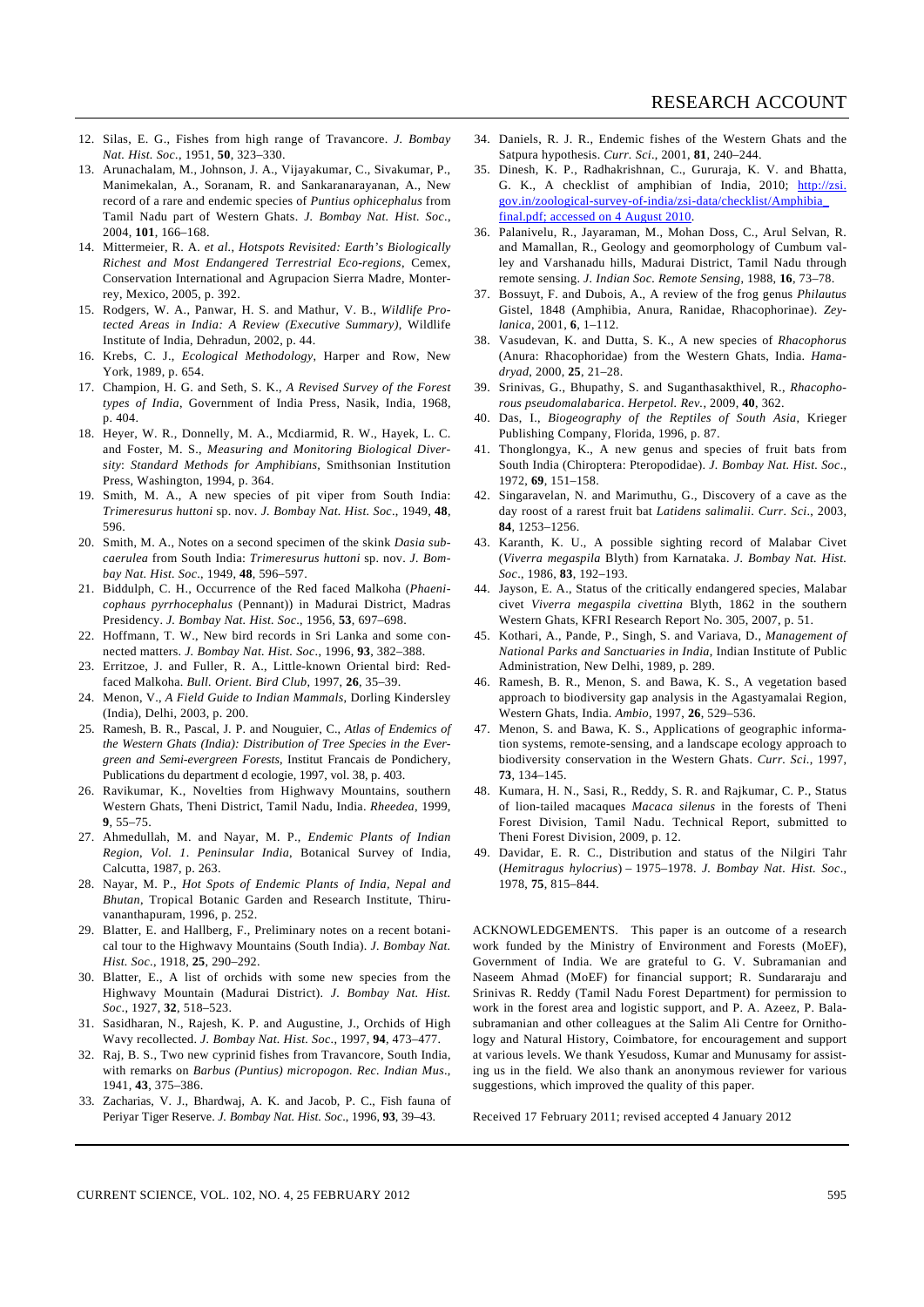12. Silas, E. G., Fishes from high range of Travancore. *J. Bombay Nat. Hist. Soc.*, 1951, **50**, 323–330.
13. Arunachalam, M., Johnson, J. A., Vijayakumar, C., Sivakumar, P., Manimekalan, A., Soranam, R. and Sankaranarayanan, A., New record of a rare and endemic species of *Puntius ophicephalus* from Tamil Nadu part of Western Ghats. *J. Bombay Nat. Hist. Soc.*, 2004, **101**, 166–168.
14. Mittermeier, R. A. *et al.*, *Hotspots Revisited: Earth's Biologically Richest and Most Endangered Terrestrial Eco-regions*, Cemex, Conservation International and Agrupacion Sierra Madre, Monterrey, Mexico, 2005, p. 392.
15. Rodgers, W. A., Panwar, H. S. and Mathur, V. B., *Wildlife Protected Areas in India: A Review (Executive Summary)*, Wildlife Institute of India, Dehradun, 2002, p. 44.
16. Krebs, C. J., *Ecological Methodology*, Harper and Row, New York, 1989, p. 654.
17. Champion, H. G. and Seth, S. K., *A Revised Survey of the Forest types of India*, Government of India Press, Nasik, India, 1968, p. 404.
18. Heyer, W. R., Donnelly, M. A., Mcdiarmid, R. W., Hayek, L. C. and Foster, M. S., *Measuring and Monitoring Biological Diversity*: *Standard Methods for Amphibians*, Smithsonian Institution Press, Washington, 1994, p. 364.
19. Smith, M. A., A new species of pit viper from South India: *Trimeresurus huttoni* sp. nov. *J. Bombay Nat. Hist. Soc*., 1949, **48**, 596.
20. Smith, M. A., Notes on a second specimen of the skink *Dasia subcaerulea* from South India: *Trimeresurus huttoni* sp. nov. *J. Bombay Nat. Hist. Soc*., 1949, **48**, 596–597.
21. Biddulph, C. H., Occurrence of the Red faced Malkoha (*Phaenicophaus pyrrhocephalus* (Pennant)) in Madurai District, Madras Presidency. *J. Bombay Nat. Hist. Soc*., 1956, **53**, 697–698.
22. Hoffmann, T. W., New bird records in Sri Lanka and some connected matters. *J. Bombay Nat. Hist. Soc*., 1996, **93**, 382–388.
23. Erritzoe, J. and Fuller, R. A., Little-known Oriental bird: Red-faced Malkoha. *Bull. Orient. Bird Club*, 1997, **26**, 35–39.
24. Menon, V., *A Field Guide to Indian Mammals*, Dorling Kindersley (India), Delhi, 2003, p. 200.
25. Ramesh, B. R., Pascal, J. P. and Nouguier, C., *Atlas of Endemics of the Western Ghats (India): Distribution of Tree Species in the Evergreen and Semi-evergreen Forests*, Institut Francais de Pondichery, Publications du department d ecologie, 1997, vol. 38, p. 403.
26. Ravikumar, K., Novelties from Highwavy Mountains, southern Western Ghats, Theni District, Tamil Nadu, India. *Rheedea*, 1999, **9**, 55–75.
27. Ahmedullah, M. and Nayar, M. P., *Endemic Plants of Indian Region*, *Vol. 1. Peninsular India*, Botanical Survey of India, Calcutta, 1987, p. 263.
28. Nayar, M. P., *Hot Spots of Endemic Plants of India, Nepal and Bhutan*, Tropical Botanic Garden and Research Institute, Thiruvananthapuram, 1996, p. 252.
29. Blatter, E. and Hallberg, F., Preliminary notes on a recent botanical tour to the Highwavy Mountains (South India). *J. Bombay Nat. Hist. Soc.*, 1918, **25**, 290–292.
30. Blatter, E., A list of orchids with some new species from the Highwavy Mountain (Madurai District). *J. Bombay Nat. Hist. Soc*., 1927, **32**, 518–523.
31. Sasidharan, N., Rajesh, K. P. and Augustine, J., Orchids of High Wavy recollected. *J. Bombay Nat. Hist. Soc*., 1997, **94**, 473–477.
32. Raj, B. S., Two new cyprinid fishes from Travancore, South India, with remarks on *Barbus (Puntius) micropogon*. *Rec. Indian Mus*., 1941, **43**, 375–386.
33. Zacharias, V. J., Bhardwaj, A. K. and Jacob, P. C., Fish fauna of Periyar Tiger Reserve. *J. Bombay Nat. Hist. Soc*., 1996, **93**, 39–43.
34. Daniels, R. J. R., Endemic fishes of the Western Ghats and the Satpura hypothesis. *Curr. Sci*., 2001, **81**, 240–244.
35. Dinesh, K. P., Radhakrishnan, C., Gururaja, K. V. and Bhatta, G. K., A checklist of amphibian of India, 2010; http://zsi.gov.in/zoological-survey-of-india/zsi-data/checklist/Amphibia_final.pdf; accessed on 4 August 2010.
36. Palanivelu, R., Jayaraman, M., Mohan Doss, C., Arul Selvan, R. and Mamallan, R., Geology and geomorphology of Cumbum valley and Varshanadu hills, Madurai District, Tamil Nadu through remote sensing. *J. Indian Soc. Remote Sensing*, 1988, **16**, 73–78.
37. Bossuyt, F. and Dubois, A., A review of the frog genus *Philautus* Gistel, 1848 (Amphibia, Anura, Ranidae, Rhacophorinae). *Zeylanica*, 2001, **6**, 1–112.
38. Vasudevan, K. and Dutta, S. K., A new species of *Rhacophorus* (Anura: Rhacophoridae) from the Western Ghats, India. *Hamadryad*, 2000, **25**, 21–28.
39. Srinivas, G., Bhupathy, S. and Suganthasakthivel, R., *Rhacophorous pseudomalabarica*. *Herpetol. Rev.*, 2009, **40**, 362.
40. Das, I., *Biogeography of the Reptiles of South Asia*, Krieger Publishing Company, Florida, 1996, p. 87.
41. Thonglongya, K., A new genus and species of fruit bats from South India (Chiroptera: Pteropodidae). *J. Bombay Nat. Hist. Soc*., 1972, **69**, 151–158.
42. Singaravelan, N. and Marimuthu, G., Discovery of a cave as the day roost of a rarest fruit bat *Latidens salimalii*. *Curr. Sci*., 2003, **84**, 1253–1256.
43. Karanth, K. U., A possible sighting record of Malabar Civet (*Viverra megaspila* Blyth) from Karnataka. *J. Bombay Nat. Hist. Soc*., 1986, **83**, 192–193.
44. Jayson, E. A., Status of the critically endangered species, Malabar civet *Viverra megaspila civettina* Blyth, 1862 in the southern Western Ghats, KFRI Research Report No. 305, 2007, p. 51.
45. Kothari, A., Pande, P., Singh, S. and Variava, D., *Management of National Parks and Sanctuaries in India*, Indian Institute of Public Administration, New Delhi, 1989, p. 289.
46. Ramesh, B. R., Menon, S. and Bawa, K. S., A vegetation based approach to biodiversity gap analysis in the Agastyamalai Region, Western Ghats, India. *Ambio*, 1997, **26**, 529–536.
47. Menon, S. and Bawa, K. S., Applications of geographic information systems, remote-sensing, and a landscape ecology approach to biodiversity conservation in the Western Ghats. *Curr. Sci*., 1997, **73**, 134–145.
48. Kumara, H. N., Sasi, R., Reddy, S. R. and Rajkumar, C. P., Status of lion-tailed macaques *Macaca silenus* in the forests of Theni Forest Division, Tamil Nadu. Technical Report, submitted to Theni Forest Division, 2009, p. 12.
49. Davidar, E. R. C., Distribution and status of the Nilgiri Tahr (*Hemitragus hylocrius*) – 1975–1978. *J. Bombay Nat. Hist. Soc*., 1978, **75**, 815–844.

ACKNOWLEDGEMENTS. This paper is an outcome of a research work funded by the Ministry of Environment and Forests (MoEF), Government of India. We are grateful to G. V. Subramanian and Naseem Ahmad (MoEF) for financial support; R. Sundararaju and Srinivas R. Reddy (Tamil Nadu Forest Department) for permission to work in the forest area and logistic support, and P. A. Azeez, P. Balasubramanian and other colleagues at the Salim Ali Centre for Ornithology and Natural History, Coimbatore, for encouragement and support at various levels. We thank Yesudoss, Kumar and Munusamy for assisting us in the field. We also thank an anonymous reviewer for various suggestions, which improved the quality of this paper.

Received 17 February 2011; revised accepted 4 January 2012